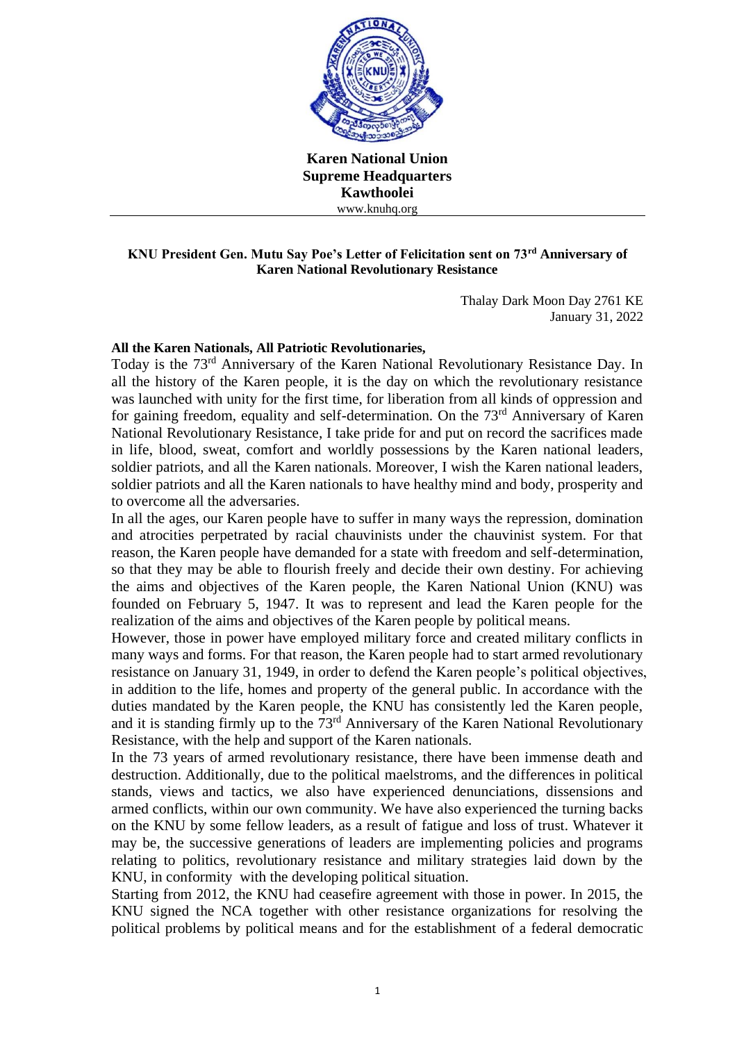**Karen National Union**
**Supreme Headquarters**
**Kawthoolei**
www.knuhq.org

**KNU President Gen. Mutu Say Poe's Letter of Felicitation sent on 73rd Anniversary of Karen National Revolutionary Resistance**

Thalay Dark Moon Day 2761 KE
January 31, 2022

**All the Karen Nationals, All Patriotic Revolutionaries,**

Today is the 73rd Anniversary of the Karen National Revolutionary Resistance Day. In all the history of the Karen people, it is the day on which the revolutionary resistance was launched with unity for the first time, for liberation from all kinds of oppression and for gaining freedom, equality and self-determination. On the 73rd Anniversary of Karen National Revolutionary Resistance, I take pride for and put on record the sacrifices made in life, blood, sweat, comfort and worldly possessions by the Karen national leaders, soldier patriots, and all the Karen nationals. Moreover, I wish the Karen national leaders, soldier patriots and all the Karen nationals to have healthy mind and body, prosperity and to overcome all the adversaries.

In all the ages, our Karen people have to suffer in many ways the repression, domination and atrocities perpetrated by racial chauvinists under the chauvinist system. For that reason, the Karen people have demanded for a state with freedom and self-determination, so that they may be able to flourish freely and decide their own destiny. For achieving the aims and objectives of the Karen people, the Karen National Union (KNU) was founded on February 5, 1947. It was to represent and lead the Karen people for the realization of the aims and objectives of the Karen people by political means.

However, those in power have employed military force and created military conflicts in many ways and forms. For that reason, the Karen people had to start armed revolutionary resistance on January 31, 1949, in order to defend the Karen people's political objectives, in addition to the life, homes and property of the general public. In accordance with the duties mandated by the Karen people, the KNU has consistently led the Karen people, and it is standing firmly up to the 73rd Anniversary of the Karen National Revolutionary Resistance, with the help and support of the Karen nationals.

In the 73 years of armed revolutionary resistance, there have been immense death and destruction. Additionally, due to the political maelstroms, and the differences in political stands, views and tactics, we also have experienced denunciations, dissensions and armed conflicts, within our own community. We have also experienced the turning backs on the KNU by some fellow leaders, as a result of fatigue and loss of trust. Whatever it may be, the successive generations of leaders are implementing policies and programs relating to politics, revolutionary resistance and military strategies laid down by the KNU, in conformity with the developing political situation.

Starting from 2012, the KNU had ceasefire agreement with those in power. In 2015, the KNU signed the NCA together with other resistance organizations for resolving the political problems by political means and for the establishment of a federal democratic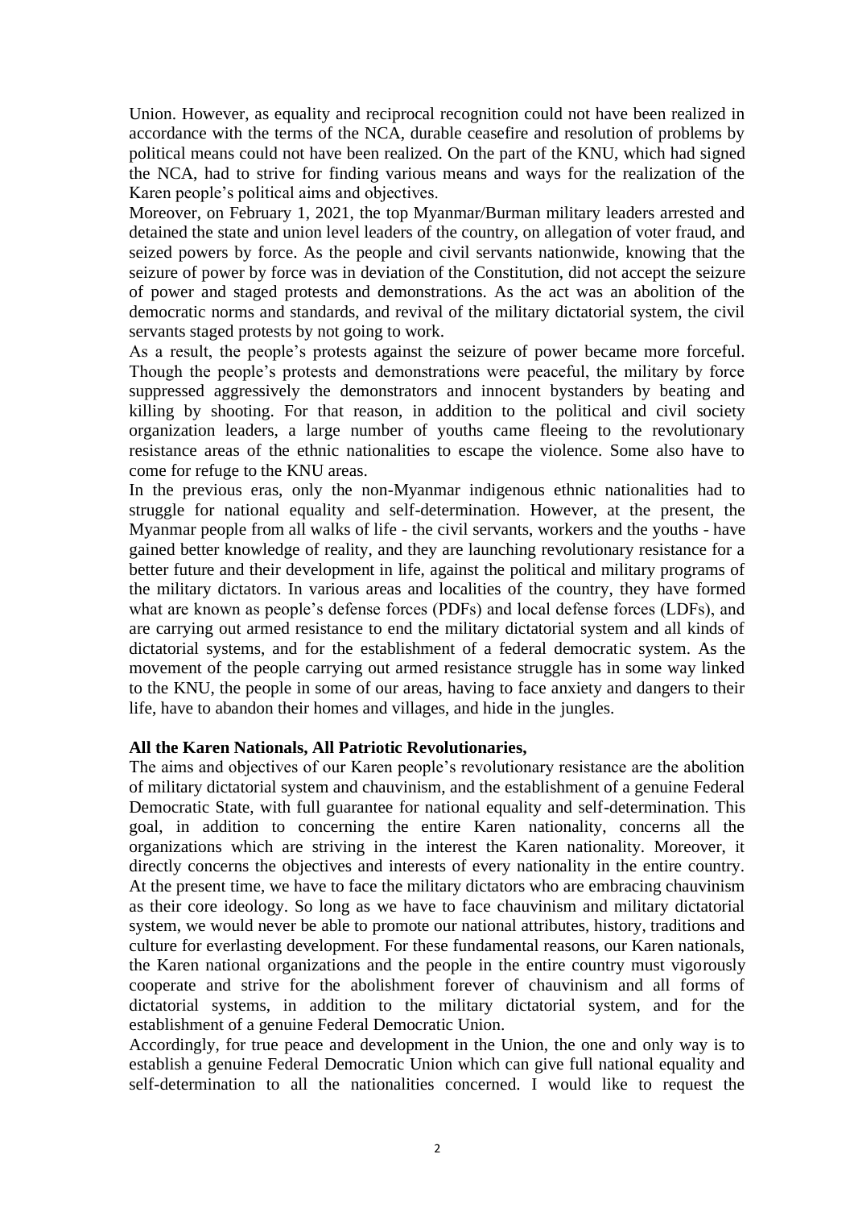Union. However, as equality and reciprocal recognition could not have been realized in accordance with the terms of the NCA, durable ceasefire and resolution of problems by political means could not have been realized. On the part of the KNU, which had signed the NCA, had to strive for finding various means and ways for the realization of the Karen people's political aims and objectives.

Moreover, on February 1, 2021, the top Myanmar/Burman military leaders arrested and detained the state and union level leaders of the country, on allegation of voter fraud, and seized powers by force. As the people and civil servants nationwide, knowing that the seizure of power by force was in deviation of the Constitution, did not accept the seizure of power and staged protests and demonstrations. As the act was an abolition of the democratic norms and standards, and revival of the military dictatorial system, the civil servants staged protests by not going to work.

As a result, the people's protests against the seizure of power became more forceful. Though the people's protests and demonstrations were peaceful, the military by force suppressed aggressively the demonstrators and innocent bystanders by beating and killing by shooting. For that reason, in addition to the political and civil society organization leaders, a large number of youths came fleeing to the revolutionary resistance areas of the ethnic nationalities to escape the violence. Some also have to come for refuge to the KNU areas.

In the previous eras, only the non-Myanmar indigenous ethnic nationalities had to struggle for national equality and self-determination. However, at the present, the Myanmar people from all walks of life - the civil servants, workers and the youths - have gained better knowledge of reality, and they are launching revolutionary resistance for a better future and their development in life, against the political and military programs of the military dictators. In various areas and localities of the country, they have formed what are known as people's defense forces (PDFs) and local defense forces (LDFs), and are carrying out armed resistance to end the military dictatorial system and all kinds of dictatorial systems, and for the establishment of a federal democratic system. As the movement of the people carrying out armed resistance struggle has in some way linked to the KNU, the people in some of our areas, having to face anxiety and dangers to their life, have to abandon their homes and villages, and hide in the jungles.

**All the Karen Nationals, All Patriotic Revolutionaries,**

The aims and objectives of our Karen people's revolutionary resistance are the abolition of military dictatorial system and chauvinism, and the establishment of a genuine Federal Democratic State, with full guarantee for national equality and self-determination. This goal, in addition to concerning the entire Karen nationality, concerns all the organizations which are striving in the interest the Karen nationality. Moreover, it directly concerns the objectives and interests of every nationality in the entire country. At the present time, we have to face the military dictators who are embracing chauvinism as their core ideology. So long as we have to face chauvinism and military dictatorial system, we would never be able to promote our national attributes, history, traditions and culture for everlasting development. For these fundamental reasons, our Karen nationals, the Karen national organizations and the people in the entire country must vigorously cooperate and strive for the abolishment forever of chauvinism and all forms of dictatorial systems, in addition to the military dictatorial system, and for the establishment of a genuine Federal Democratic Union.

Accordingly, for true peace and development in the Union, the one and only way is to establish a genuine Federal Democratic Union which can give full national equality and self-determination to all the nationalities concerned. I would like to request the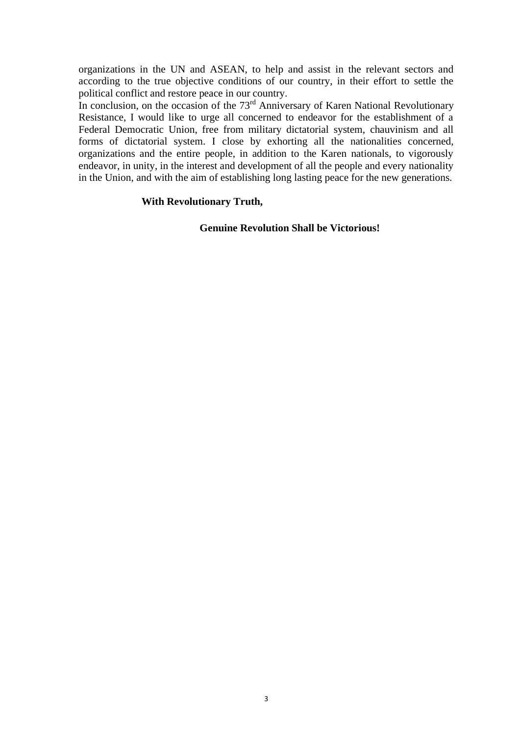organizations in the UN and ASEAN, to help and assist in the relevant sectors and according to the true objective conditions of our country, in their effort to settle the political conflict and restore peace in our country.

In conclusion, on the occasion of the 73rd Anniversary of Karen National Revolutionary Resistance, I would like to urge all concerned to endeavor for the establishment of a Federal Democratic Union, free from military dictatorial system, chauvinism and all forms of dictatorial system. I close by exhorting all the nationalities concerned, organizations and the entire people, in addition to the Karen nationals, to vigorously endeavor, in unity, in the interest and development of all the people and every nationality in the Union, and with the aim of establishing long lasting peace for the new generations.

**With Revolutionary Truth,**

**Genuine Revolution Shall be Victorious!**